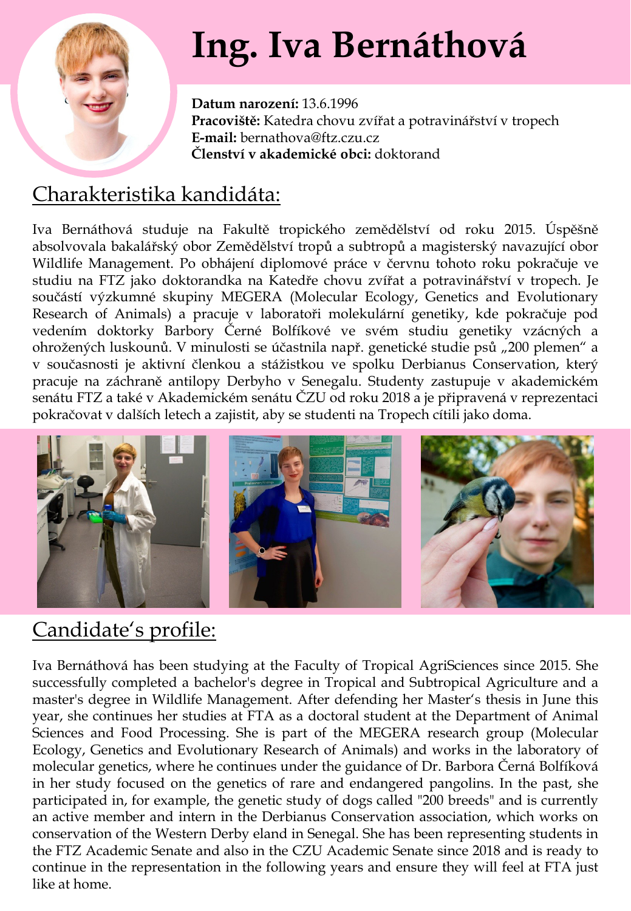# Ing. Iva Bernáthová

**Datum narození:** 13.6.1996
**Pracoviště:** Katedra chovu zvířat a potravinářství v tropech
**E-mail:** bernathova@ftz.czu.cz
**Členství v akademické obci:** doktorand

## Charakteristika kandidáta:

Iva Bernáthová studuje na Fakultě tropického zemědělství od roku 2015. Úspěšně absolvovala bakalářský obor Zemědělství tropů a subtropů a magisterský navazující obor Wildlife Management. Po obhájení diplomové práce v červnu tohoto roku pokračuje ve studiu na FTZ jako doktorandka na Katedře chovu zvířat a potravinářství v tropech. Je součástí výzkumné skupiny MEGERA (Molecular Ecology, Genetics and Evolutionary Research of Animals) a pracuje v laboratoři molekulární genetiky, kde pokračuje pod vedením doktorky Barbory Černé Bolfíkové ve svém studiu genetiky vzácných a ohrožených luskounů. V minulosti se účastnila např. genetické studie psů „200 plemen" a v současnosti je aktivní členkou a stážistkou ve spolku Derbianus Conservation, který pracuje na záchraně antilopy Derbyho v Senegalu. Studenty zastupuje v akademickém senátu FTZ a také v Akademickém senátu ČZU od roku 2018 a je připravená v reprezentaci pokračovat v dalších letech a zajistit, aby se studenti na Tropech cítili jako doma.

## Candidate's profile:

Iva Bernáthová has been studying at the Faculty of Tropical AgriSciences since 2015. She successfully completed a bachelor's degree in Tropical and Subtropical Agriculture and a master's degree in Wildlife Management. After defending her Master's thesis in June this year, she continues her studies at FTA as a doctoral student at the Department of Animal Sciences and Food Processing. She is part of the MEGERA research group (Molecular Ecology, Genetics and Evolutionary Research of Animals) and works in the laboratory of molecular genetics, where he continues under the guidance of Dr. Barbora Černá Bolfíková in her study focused on the genetics of rare and endangered pangolins. In the past, she participated in, for example, the genetic study of dogs called "200 breeds" and is currently an active member and intern in the Derbianus Conservation association, which works on conservation of the Western Derby eland in Senegal. She has been representing students in the FTZ Academic Senate and also in the CZU Academic Senate since 2018 and is ready to continue in the representation in the following years and ensure they will feel at FTA just like at home.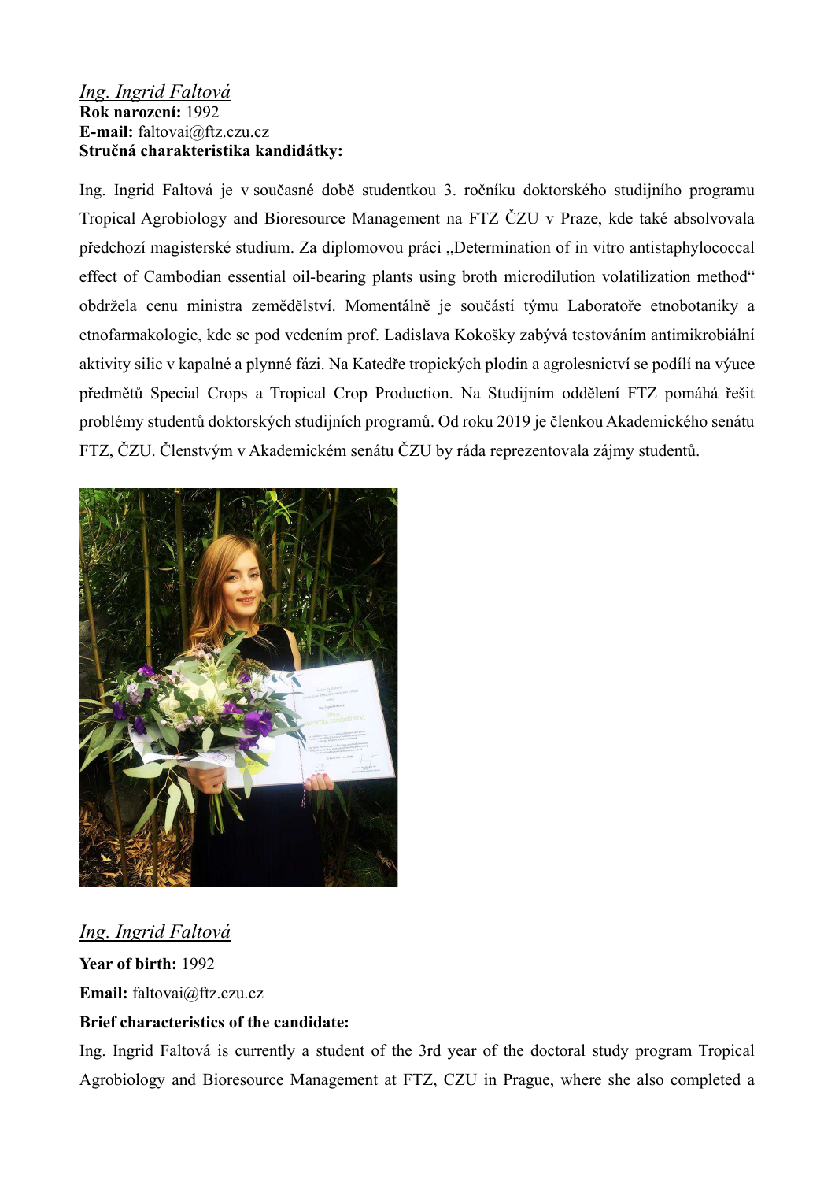*Ing. Ingrid Faltová*
**Rok narození:** 1992
**E-mail:** faltovai@ftz.czu.cz
**Stručná charakteristika kandidátky:**

Ing. Ingrid Faltová je v současné době studentkou 3. ročníku doktorského studijního programu Tropical Agrobiology and Bioresource Management na FTZ ČZU v Praze, kde také absolvovala předchozí magisterské studium. Za diplomovou práci „Determination of in vitro antistaphylococcal effect of Cambodian essential oil-bearing plants using broth microdilution volatilization method" obdržela cenu ministra zemědělství. Momentálně je součástí týmu Laboratoře etnobotaniky a etnofarmakologie, kde se pod vedením prof. Ladislava Kokošky zabývá testováním antimikrobiální aktivity silic v kapalné a plynné fázi. Na Katedře tropických plodin a agrolesnictví se podílí na výuce předmětů Special Crops a Tropical Crop Production. Na Studijním oddělení FTZ pomáhá řešit problémy studentů doktorských studijních programů. Od roku 2019 je členkou Akademického senátu FTZ, ČZU. Členstvým v Akademickém senátu ČZU by ráda reprezentovala zájmy studentů.

*Ing. Ingrid Faltová*

**Year of birth:** 1992

**Email:** faltovai@ftz.czu.cz

**Brief characteristics of the candidate:**

Ing. Ingrid Faltová is currently a student of the 3rd year of the doctoral study program Tropical Agrobiology and Bioresource Management at FTZ, CZU in Prague, where she also completed a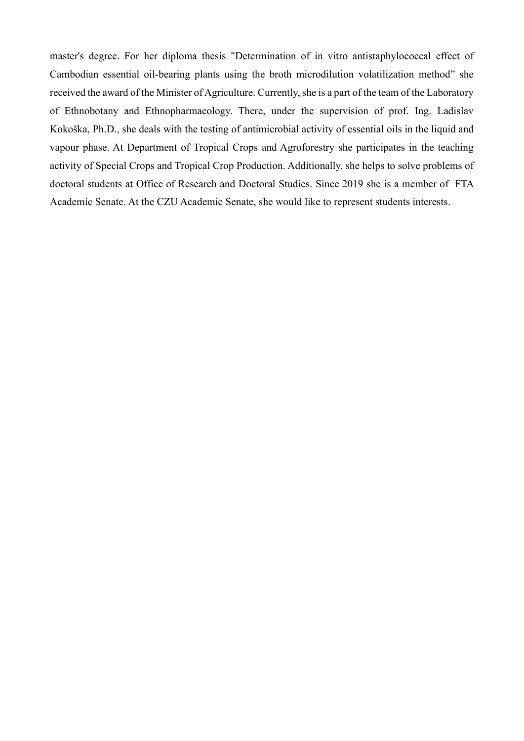master's degree. For her diploma thesis "Determination of in vitro antistaphylococcal effect of Cambodian essential oil-bearing plants using the broth microdilution volatilization method" she received the award of the Minister of Agriculture. Currently, she is a part of the team of the Laboratory of Ethnobotany and Ethnopharmacology. There, under the supervision of prof. Ing. Ladislav Kokoška, Ph.D., she deals with the testing of antimicrobial activity of essential oils in the liquid and vapour phase. At Department of Tropical Crops and Agroforestry she participates in the teaching activity of Special Crops and Tropical Crop Production. Additionally, she helps to solve problems of doctoral students at Office of Research and Doctoral Studies. Since 2019 she is a member of FTA Academic Senate. At the CZU Academic Senate, she would like to represent students interests.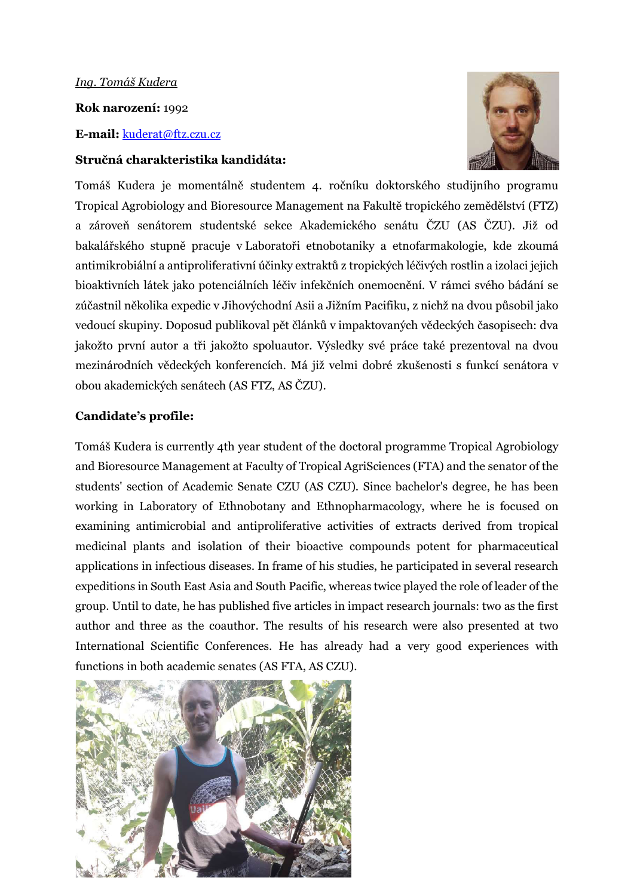*Ing. Tomáš Kudera*

**Rok narození:** 1992

**E-mail:** kuderat@ftz.czu.cz

**Stručná charakteristika kandidáta:**

Tomáš Kudera je momentálně studentem 4. ročníku doktorského studijního programu Tropical Agrobiology and Bioresource Management na Fakultě tropického zemědělství (FTZ) a zároveň senátorem studentské sekce Akademického senátu ČZU (AS ČZU). Již od bakalářského stupně pracuje v Laboratoři etnobotaniky a etnofarmakologie, kde zkoumá antimikrobiální a antiproliferativní účinky extraktů z tropických léčivých rostlin a izolaci jejich bioaktivních látek jako potenciálních léčiv infekčních onemocnění. V rámci svého bádání se zúčastnil několika expedic v Jihovýchodní Asii a Jižním Pacifiku, z nichž na dvou působil jako vedoucí skupiny. Doposud publikoval pět článků v impaktovaných vědeckých časopisech: dva jakožto první autor a tři jakožto spoluautor. Výsledky své práce také prezentoval na dvou mezinárodních vědeckých konferencích. Má již velmi dobré zkušenosti s funkcí senátora v obou akademických senátech (AS FTZ, AS ČZU).

**Candidate's profile:**

Tomáš Kudera is currently 4th year student of the doctoral programme Tropical Agrobiology and Bioresource Management at Faculty of Tropical AgriSciences (FTA) and the senator of the students' section of Academic Senate CZU (AS CZU). Since bachelor's degree, he has been working in Laboratory of Ethnobotany and Ethnopharmacology, where he is focused on examining antimicrobial and antiproliferative activities of extracts derived from tropical medicinal plants and isolation of their bioactive compounds potent for pharmaceutical applications in infectious diseases. In frame of his studies, he participated in several research expeditions in South East Asia and South Pacific, whereas twice played the role of leader of the group. Until to date, he has published five articles in impact research journals: two as the first author and three as the coauthor. The results of his research were also presented at two International Scientific Conferences. He has already had a very good experiences with functions in both academic senates (AS FTA, AS CZU).